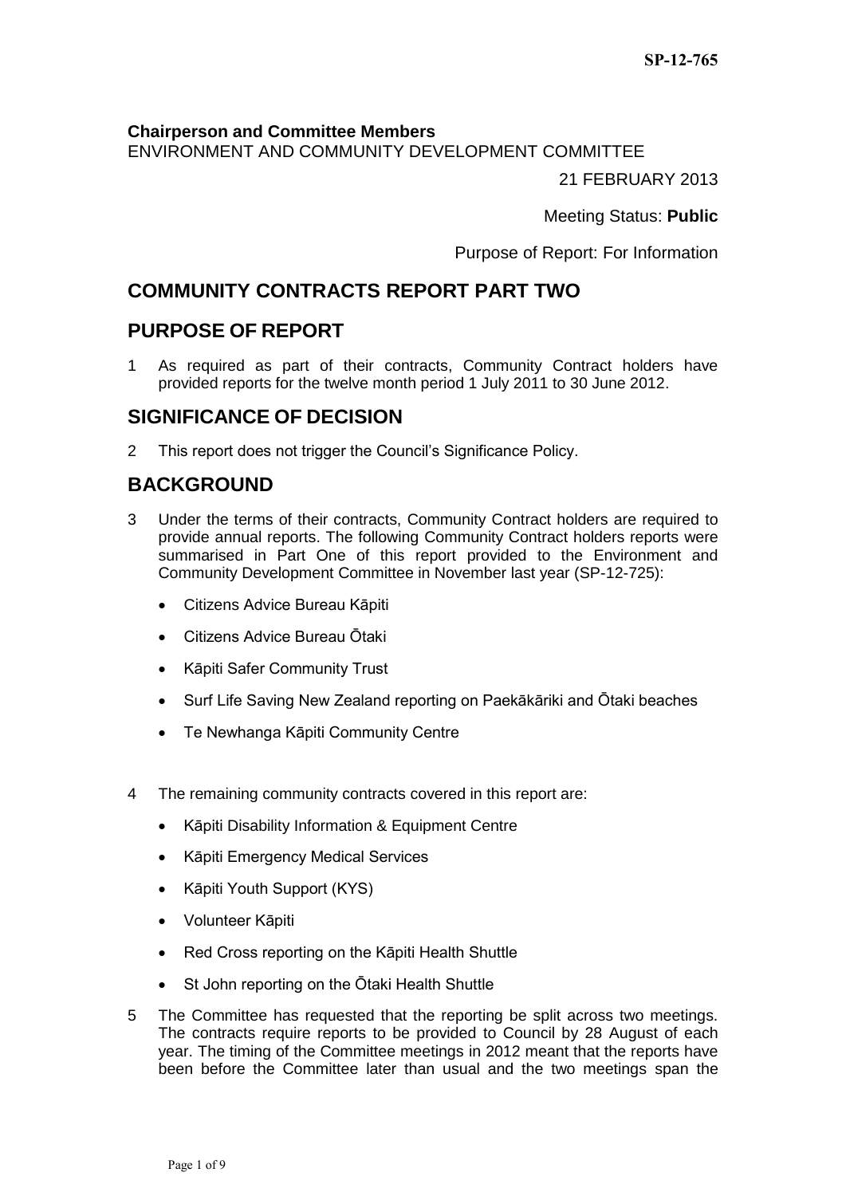SP-12-765

**Chairperson and Committee Members**
ENVIRONMENT AND COMMUNITY DEVELOPMENT COMMITTEE

21 FEBRUARY 2013

Meeting Status: **Public**

Purpose of Report: For Information

# COMMUNITY CONTRACTS REPORT PART TWO

## PURPOSE OF REPORT

1 As required as part of their contracts, Community Contract holders have provided reports for the twelve month period 1 July 2011 to 30 June 2012.

## SIGNIFICANCE OF DECISION

2 This report does not trigger the Council's Significance Policy.

## BACKGROUND

3 Under the terms of their contracts, Community Contract holders are required to provide annual reports. The following Community Contract holders reports were summarised in Part One of this report provided to the Environment and Community Development Committee in November last year (SP-12-725):

- Citizens Advice Bureau Kāpiti
- Citizens Advice Bureau Ōtaki
- Kāpiti Safer Community Trust
- Surf Life Saving New Zealand reporting on Paekākāriki and Ōtaki beaches
- Te Newhanga Kāpiti Community Centre

4 The remaining community contracts covered in this report are:

- Kāpiti Disability Information & Equipment Centre
- Kāpiti Emergency Medical Services
- Kāpiti Youth Support (KYS)
- Volunteer Kāpiti
- Red Cross reporting on the Kāpiti Health Shuttle
- St John reporting on the Ōtaki Health Shuttle

5 The Committee has requested that the reporting be split across two meetings. The contracts require reports to be provided to Council by 28 August of each year. The timing of the Committee meetings in 2012 meant that the reports have been before the Committee later than usual and the two meetings span the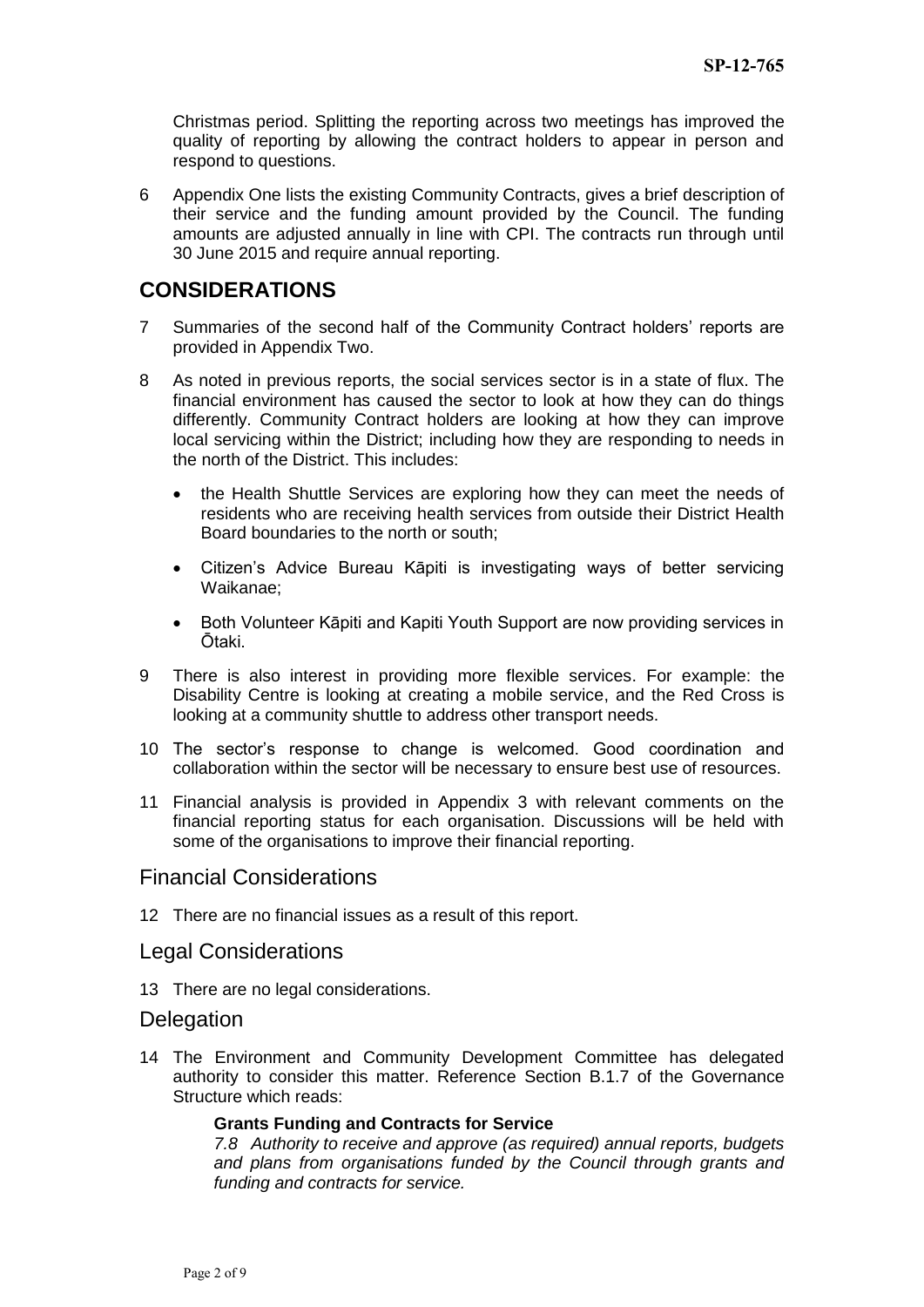Christmas period. Splitting the reporting across two meetings has improved the quality of reporting by allowing the contract holders to appear in person and respond to questions.

6 Appendix One lists the existing Community Contracts, gives a brief description of their service and the funding amount provided by the Council. The funding amounts are adjusted annually in line with CPI. The contracts run through until 30 June 2015 and require annual reporting.

## CONSIDERATIONS

7 Summaries of the second half of the Community Contract holders' reports are provided in Appendix Two.

8 As noted in previous reports, the social services sector is in a state of flux. The financial environment has caused the sector to look at how they can do things differently. Community Contract holders are looking at how they can improve local servicing within the District; including how they are responding to needs in the north of the District. This includes:

- the Health Shuttle Services are exploring how they can meet the needs of residents who are receiving health services from outside their District Health Board boundaries to the north or south;
- Citizen's Advice Bureau Kāpiti is investigating ways of better servicing Waikanae;
- Both Volunteer Kāpiti and Kapiti Youth Support are now providing services in Ōtaki.

9 There is also interest in providing more flexible services. For example: the Disability Centre is looking at creating a mobile service, and the Red Cross is looking at a community shuttle to address other transport needs.

10 The sector's response to change is welcomed. Good coordination and collaboration within the sector will be necessary to ensure best use of resources.

11 Financial analysis is provided in Appendix 3 with relevant comments on the financial reporting status for each organisation. Discussions will be held with some of the organisations to improve their financial reporting.

### Financial Considerations

12 There are no financial issues as a result of this report.

### Legal Considerations

13 There are no legal considerations.

### Delegation

14 The Environment and Community Development Committee has delegated authority to consider this matter. Reference Section B.1.7 of the Governance Structure which reads:

> **Grants Funding and Contracts for Service**
>
> *7.8 Authority to receive and approve (as required) annual reports, budgets and plans from organisations funded by the Council through grants and funding and contracts for service.*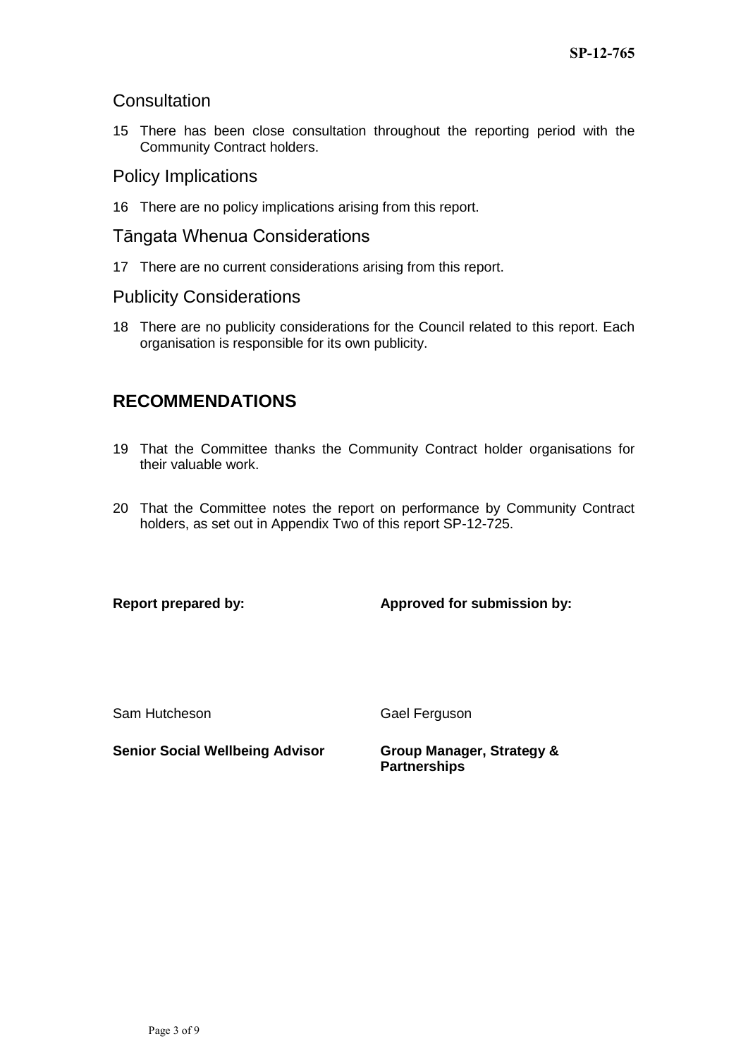## Consultation

15 There has been close consultation throughout the reporting period with the Community Contract holders.

## Policy Implications

16 There are no policy implications arising from this report.

## Tāngata Whenua Considerations

17 There are no current considerations arising from this report.

## Publicity Considerations

18 There are no publicity considerations for the Council related to this report. Each organisation is responsible for its own publicity.

# RECOMMENDATIONS

19 That the Committee thanks the Community Contract holder organisations for their valuable work.

20 That the Committee notes the report on performance by Community Contract holders, as set out in Appendix Two of this report SP-12-725.

| **Report prepared by:** | **Approved for submission by:** |
| --- | --- |
| Sam Hutcheson | Gael Ferguson |
| **Senior Social Wellbeing Advisor** | **Group Manager, Strategy & Partnerships** |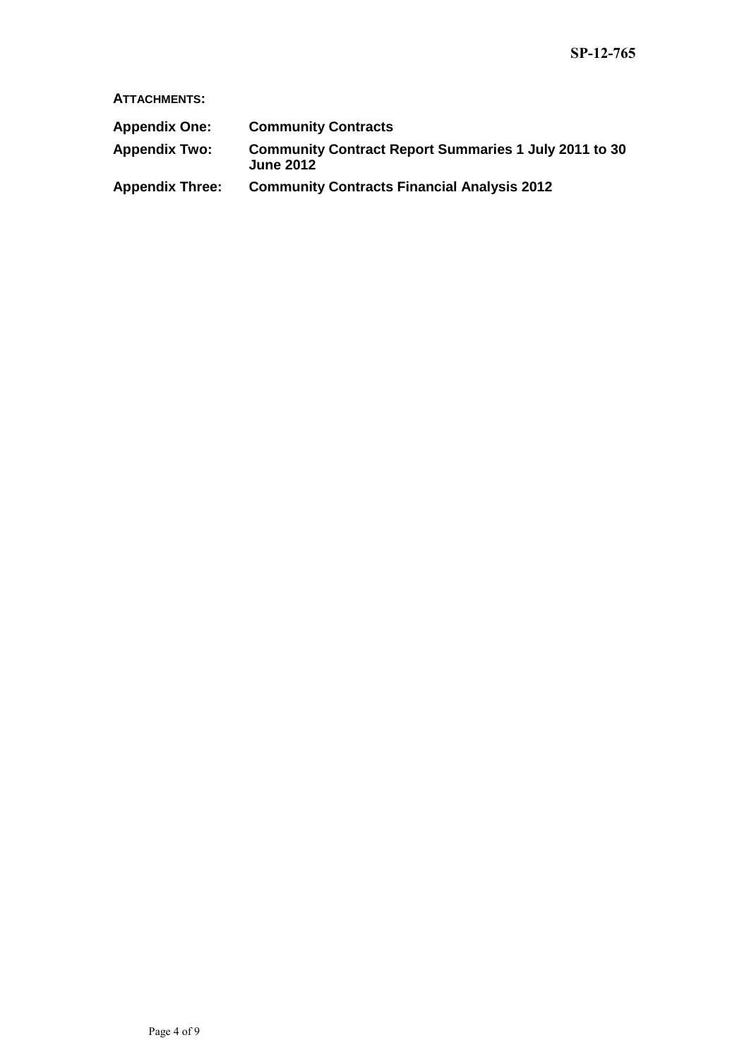**ATTACHMENTS:**

| | |
|---|---|
| **Appendix One:** | **Community Contracts** |
| **Appendix Two:** | **Community Contract Report Summaries 1 July 2011 to 30 June 2012** |
| **Appendix Three:** | **Community Contracts Financial Analysis 2012** |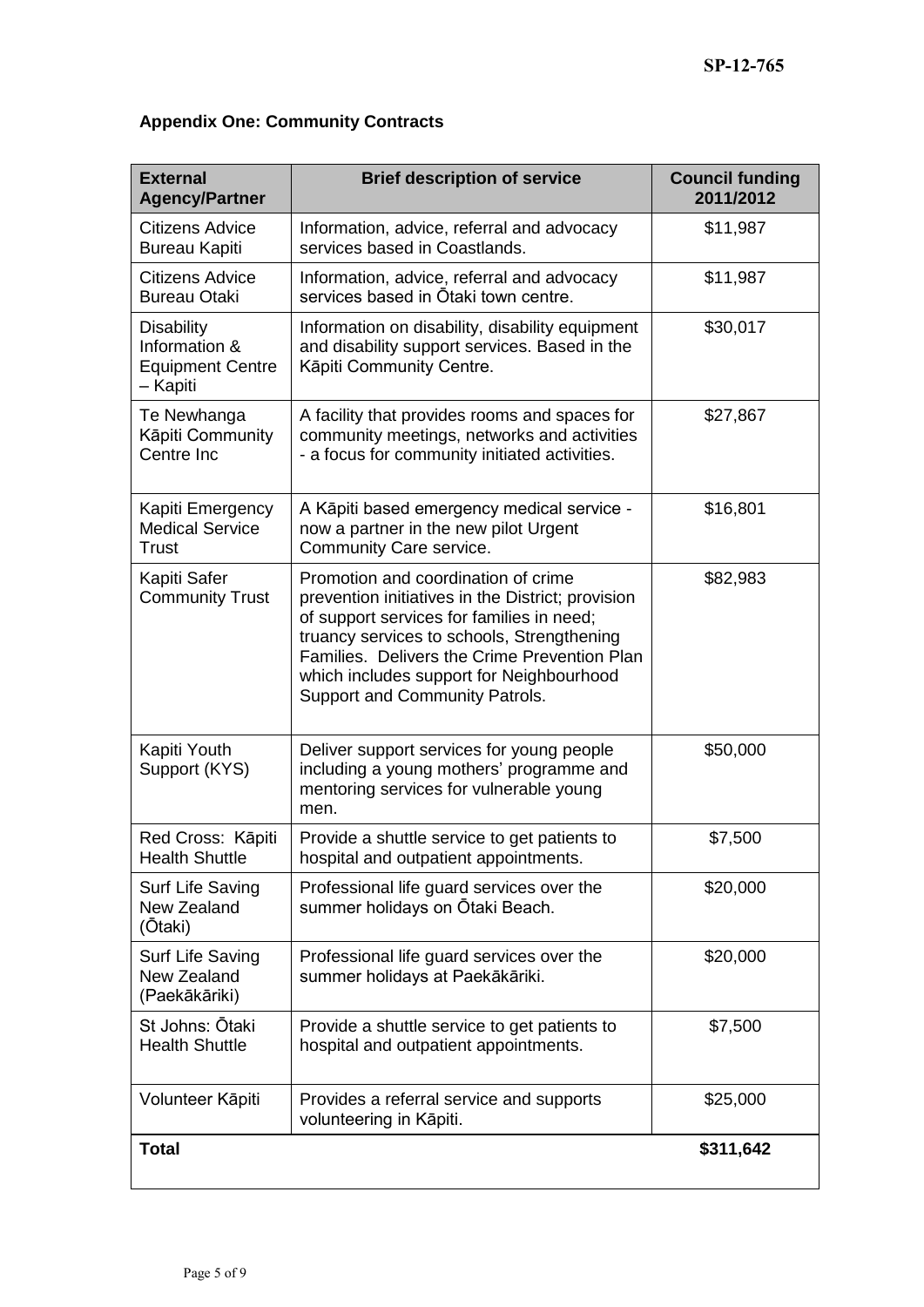## Appendix One: Community Contracts

| External Agency/Partner | Brief description of service | Council funding 2011/2012 |
|---|---|---|
| Citizens Advice Bureau Kapiti | Information, advice, referral and advocacy services based in Coastlands. | $11,987 |
| Citizens Advice Bureau Otaki | Information, advice, referral and advocacy services based in Ōtaki town centre. | $11,987 |
| Disability Information & Equipment Centre – Kapiti | Information on disability, disability equipment and disability support services. Based in the Kāpiti Community Centre. | $30,017 |
| Te Newhanga Kāpiti Community Centre Inc | A facility that provides rooms and spaces for community meetings, networks and activities - a focus for community initiated activities. | $27,867 |
| Kapiti Emergency Medical Service Trust | A Kāpiti based emergency medical service - now a partner in the new pilot Urgent Community Care service. | $16,801 |
| Kapiti Safer Community Trust | Promotion and coordination of crime prevention initiatives in the District; provision of support services for families in need; truancy services to schools, Strengthening Families. Delivers the Crime Prevention Plan which includes support for Neighbourhood Support and Community Patrols. | $82,983 |
| Kapiti Youth Support (KYS) | Deliver support services for young people including a young mothers' programme and mentoring services for vulnerable young men. | $50,000 |
| Red Cross: Kāpiti Health Shuttle | Provide a shuttle service to get patients to hospital and outpatient appointments. | $7,500 |
| Surf Life Saving New Zealand (Ōtaki) | Professional life guard services over the summer holidays on Ōtaki Beach. | $20,000 |
| Surf Life Saving New Zealand (Paekākāriki) | Professional life guard services over the summer holidays at Paekākāriki. | $20,000 |
| St Johns: Ōtaki Health Shuttle | Provide a shuttle service to get patients to hospital and outpatient appointments. | $7,500 |
| Volunteer Kāpiti | Provides a referral service and supports volunteering in Kāpiti. | $25,000 |
| **Total** | | **$311,642** |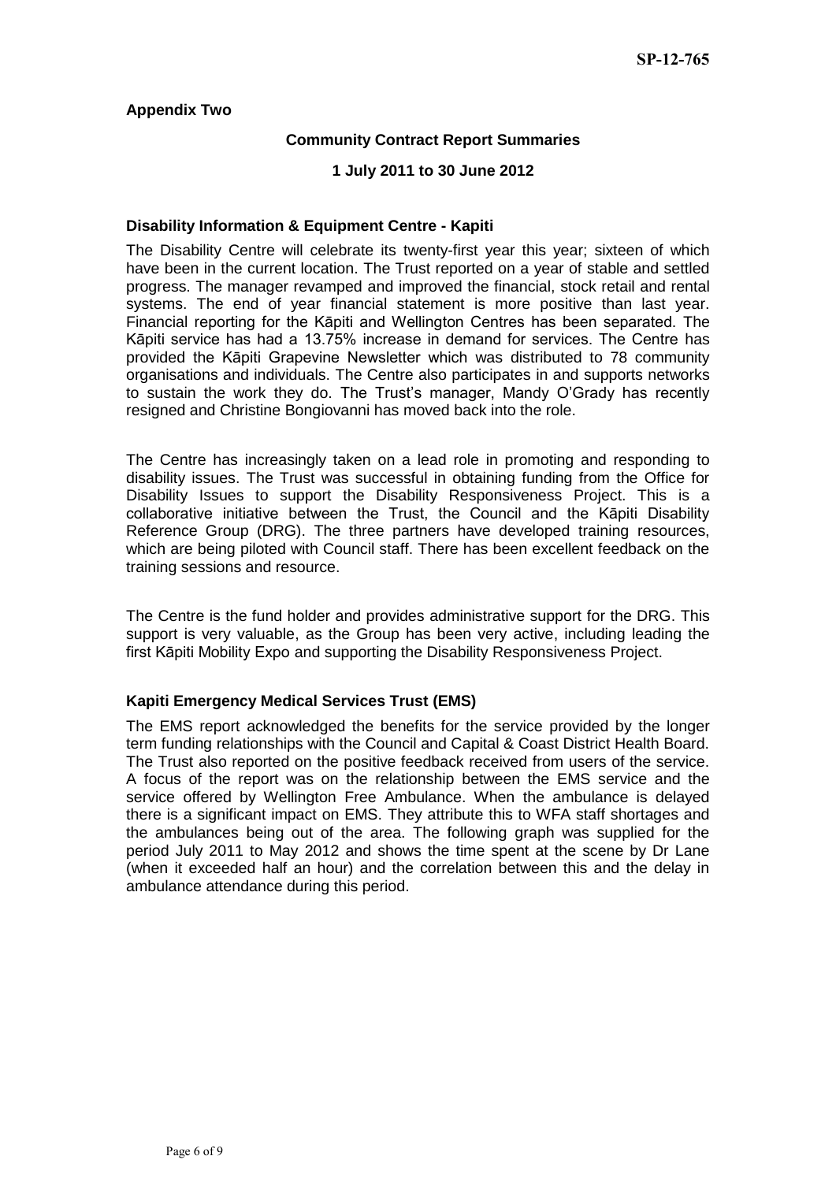**Appendix Two**

**Community Contract Report Summaries**

**1 July 2011 to 30 June 2012**

**Disability Information & Equipment Centre - Kapiti**

The Disability Centre will celebrate its twenty-first year this year; sixteen of which have been in the current location. The Trust reported on a year of stable and settled progress. The manager revamped and improved the financial, stock retail and rental systems. The end of year financial statement is more positive than last year. Financial reporting for the Kāpiti and Wellington Centres has been separated. The Kāpiti service has had a 13.75% increase in demand for services. The Centre has provided the Kāpiti Grapevine Newsletter which was distributed to 78 community organisations and individuals. The Centre also participates in and supports networks to sustain the work they do. The Trust's manager, Mandy O'Grady has recently resigned and Christine Bongiovanni has moved back into the role.

The Centre has increasingly taken on a lead role in promoting and responding to disability issues. The Trust was successful in obtaining funding from the Office for Disability Issues to support the Disability Responsiveness Project. This is a collaborative initiative between the Trust, the Council and the Kāpiti Disability Reference Group (DRG). The three partners have developed training resources, which are being piloted with Council staff. There has been excellent feedback on the training sessions and resource.

The Centre is the fund holder and provides administrative support for the DRG. This support is very valuable, as the Group has been very active, including leading the first Kāpiti Mobility Expo and supporting the Disability Responsiveness Project.

**Kapiti Emergency Medical Services Trust (EMS)**

The EMS report acknowledged the benefits for the service provided by the longer term funding relationships with the Council and Capital & Coast District Health Board. The Trust also reported on the positive feedback received from users of the service. A focus of the report was on the relationship between the EMS service and the service offered by Wellington Free Ambulance. When the ambulance is delayed there is a significant impact on EMS. They attribute this to WFA staff shortages and the ambulances being out of the area. The following graph was supplied for the period July 2011 to May 2012 and shows the time spent at the scene by Dr Lane (when it exceeded half an hour) and the correlation between this and the delay in ambulance attendance during this period.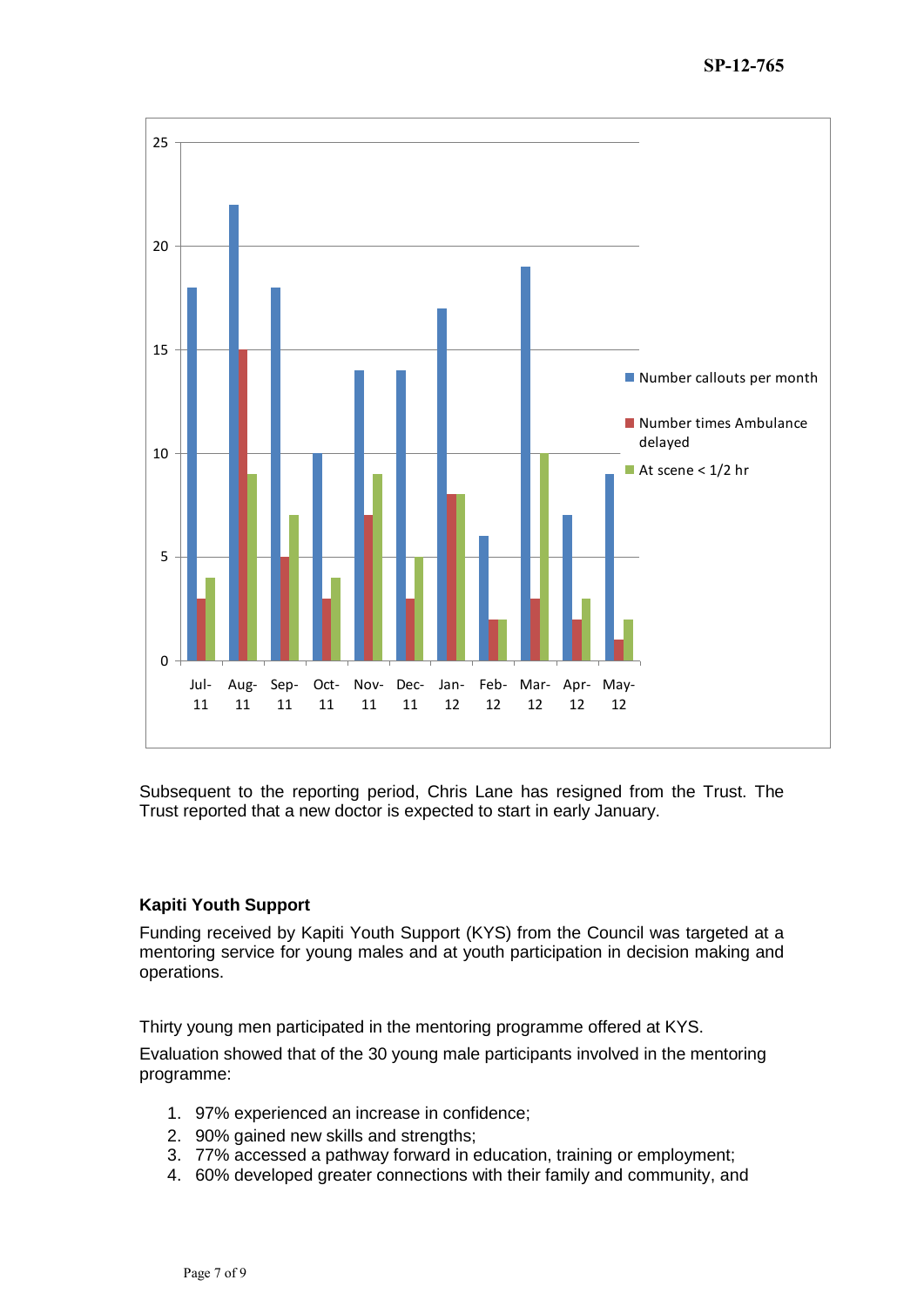| Month | Number callouts per month | Number times Ambulance delayed | At scene < 1/2 hr |
|---|---|---|---|
| Jul-11 | 18 | 3 | 4 |
| Aug-11 | 22 | 15 | 9 |
| Sep-11 | 18 | 5 | 7 |
| Oct-11 | 10 | 3 | 4 |
| Nov-11 | 14 | 7 | 9 |
| Dec-11 | 14 | 3 | 5 |
| Jan-12 | 17 | 8 | 8 |
| Feb-12 | 6 | 2 | 2 |
| Mar-12 | 19 | 3 | 10 |
| Apr-12 | 7 | 2 | 3 |
| May-12 | 9 | 1 | 2 |

Subsequent to the reporting period, Chris Lane has resigned from the Trust. The Trust reported that a new doctor is expected to start in early January.

**Kapiti Youth Support**

Funding received by Kapiti Youth Support (KYS) from the Council was targeted at a mentoring service for young males and at youth participation in decision making and operations.

Thirty young men participated in the mentoring programme offered at KYS.

Evaluation showed that of the 30 young male participants involved in the mentoring programme:

1. 97% experienced an increase in confidence;
2. 90% gained new skills and strengths;
3. 77% accessed a pathway forward in education, training or employment;
4. 60% developed greater connections with their family and community, and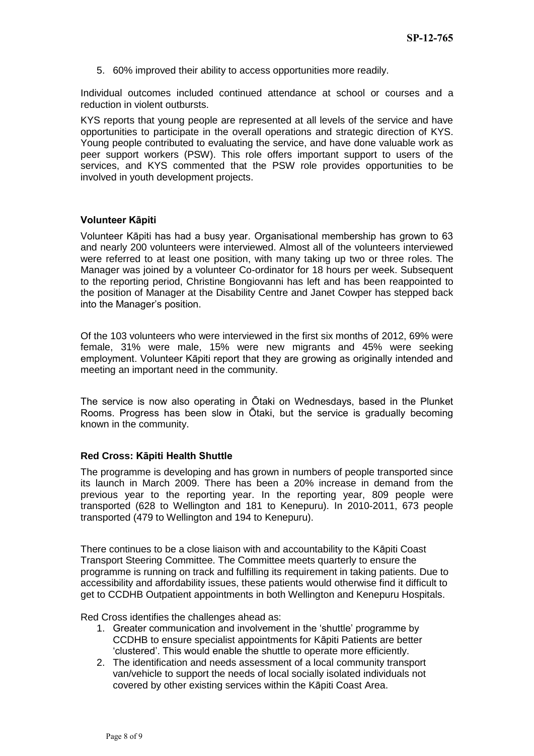5. 60% improved their ability to access opportunities more readily.

Individual outcomes included continued attendance at school or courses and a reduction in violent outbursts.

KYS reports that young people are represented at all levels of the service and have opportunities to participate in the overall operations and strategic direction of KYS. Young people contributed to evaluating the service, and have done valuable work as peer support workers (PSW). This role offers important support to users of the services, and KYS commented that the PSW role provides opportunities to be involved in youth development projects.

**Volunteer Kāpiti**

Volunteer Kāpiti has had a busy year. Organisational membership has grown to 63 and nearly 200 volunteers were interviewed. Almost all of the volunteers interviewed were referred to at least one position, with many taking up two or three roles. The Manager was joined by a volunteer Co-ordinator for 18 hours per week. Subsequent to the reporting period, Christine Bongiovanni has left and has been reappointed to the position of Manager at the Disability Centre and Janet Cowper has stepped back into the Manager's position.

Of the 103 volunteers who were interviewed in the first six months of 2012, 69% were female, 31% were male, 15% were new migrants and 45% were seeking employment. Volunteer Kāpiti report that they are growing as originally intended and meeting an important need in the community.

The service is now also operating in Ōtaki on Wednesdays, based in the Plunket Rooms. Progress has been slow in Ōtaki, but the service is gradually becoming known in the community.

**Red Cross: Kāpiti Health Shuttle**

The programme is developing and has grown in numbers of people transported since its launch in March 2009. There has been a 20% increase in demand from the previous year to the reporting year. In the reporting year, 809 people were transported (628 to Wellington and 181 to Kenepuru). In 2010-2011, 673 people transported (479 to Wellington and 194 to Kenepuru).

There continues to be a close liaison with and accountability to the Kāpiti Coast Transport Steering Committee. The Committee meets quarterly to ensure the programme is running on track and fulfilling its requirement in taking patients. Due to accessibility and affordability issues, these patients would otherwise find it difficult to get to CCDHB Outpatient appointments in both Wellington and Kenepuru Hospitals.

Red Cross identifies the challenges ahead as:

1. Greater communication and involvement in the 'shuttle' programme by CCDHB to ensure specialist appointments for Kāpiti Patients are better 'clustered'. This would enable the shuttle to operate more efficiently.
2. The identification and needs assessment of a local community transport van/vehicle to support the needs of local socially isolated individuals not covered by other existing services within the Kāpiti Coast Area.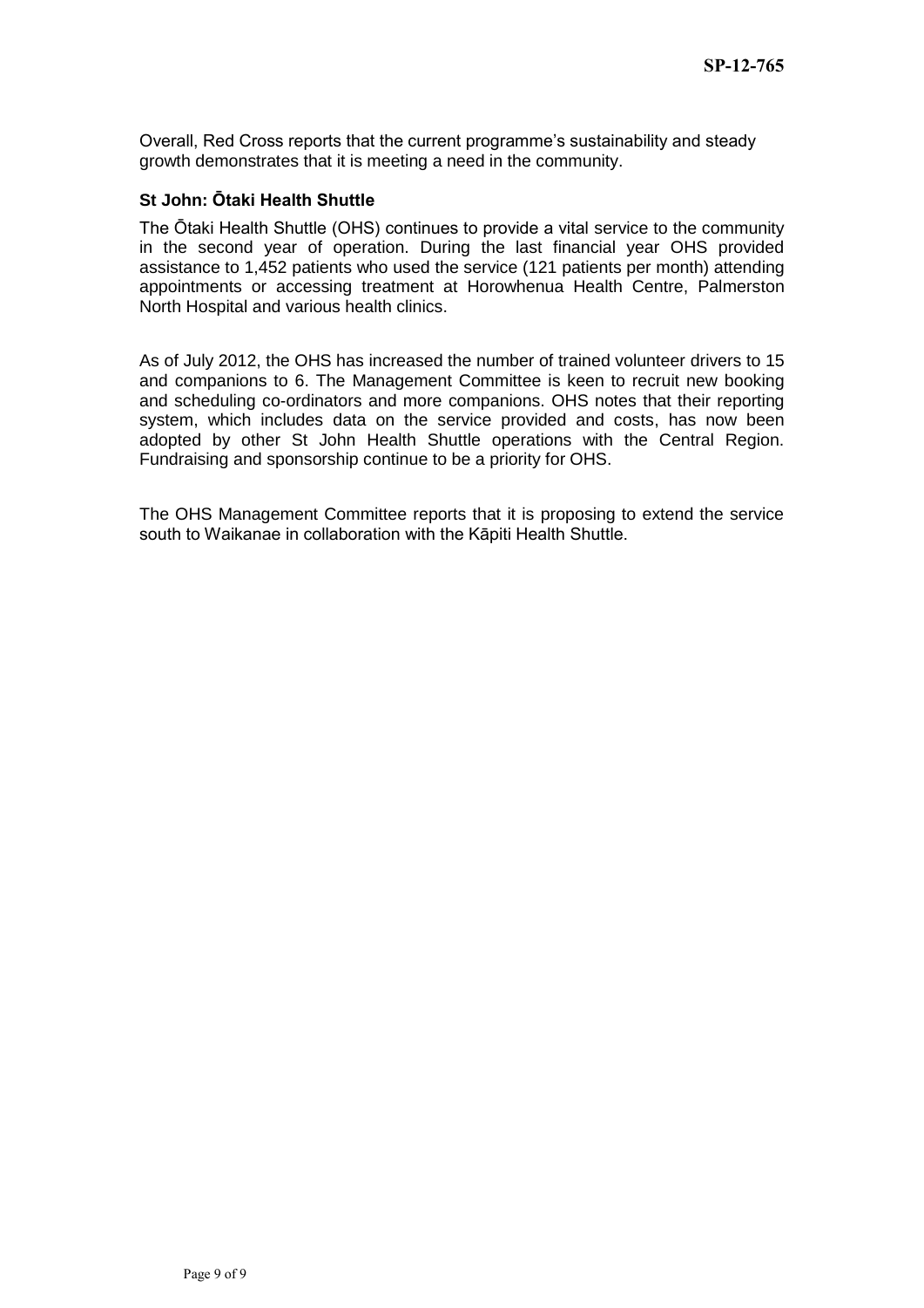Overall, Red Cross reports that the current programme's sustainability and steady growth demonstrates that it is meeting a need in the community.

**St John: Ōtaki Health Shuttle**

The Ōtaki Health Shuttle (OHS) continues to provide a vital service to the community in the second year of operation. During the last financial year OHS provided assistance to 1,452 patients who used the service (121 patients per month) attending appointments or accessing treatment at Horowhenua Health Centre, Palmerston North Hospital and various health clinics.

As of July 2012, the OHS has increased the number of trained volunteer drivers to 15 and companions to 6. The Management Committee is keen to recruit new booking and scheduling co-ordinators and more companions. OHS notes that their reporting system, which includes data on the service provided and costs, has now been adopted by other St John Health Shuttle operations with the Central Region. Fundraising and sponsorship continue to be a priority for OHS.

The OHS Management Committee reports that it is proposing to extend the service south to Waikanae in collaboration with the Kāpiti Health Shuttle.